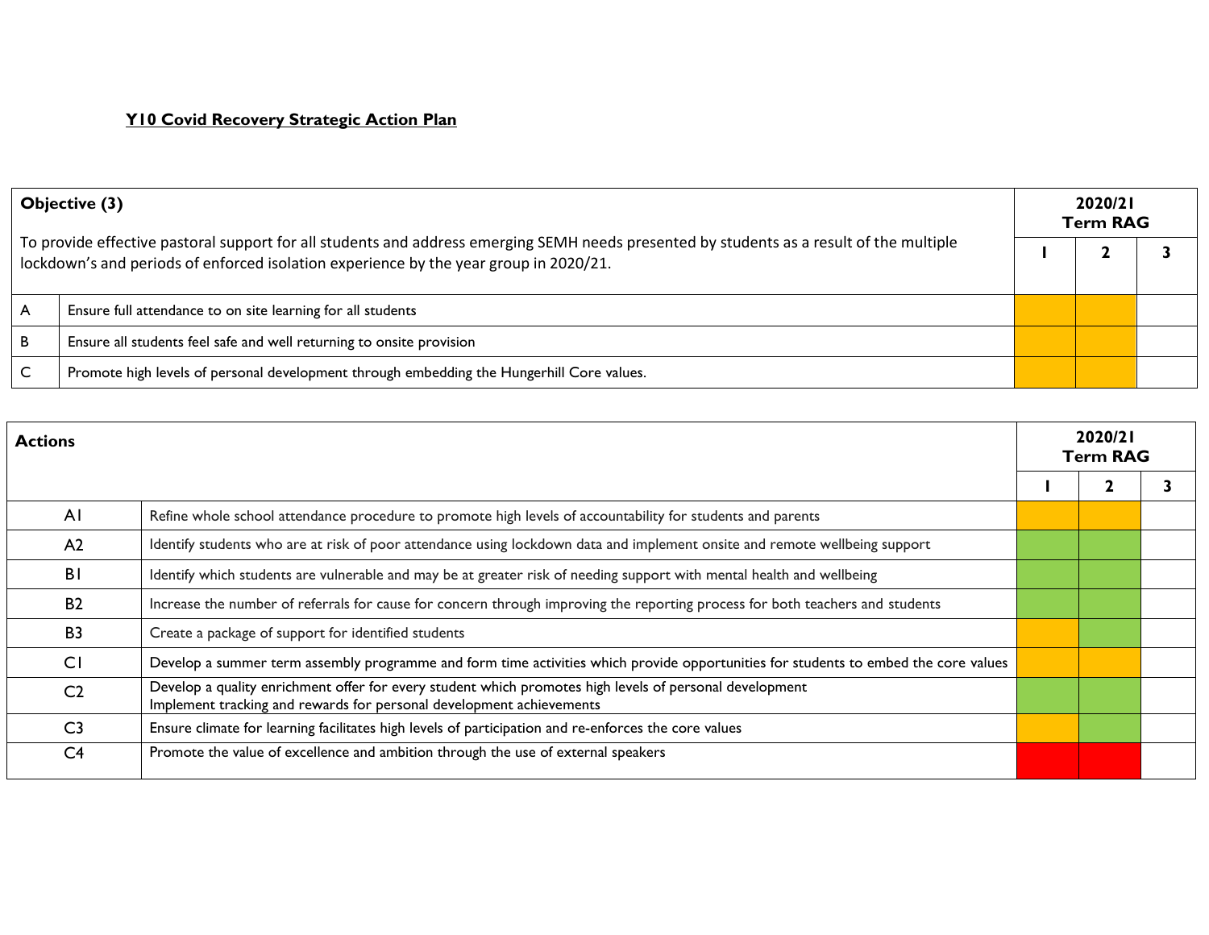**Y10 Covid Recovery Strategic Action Plan**

| **Objective (3)** | | **2020/21 Term RAG** | | |
|---|---|---|---|---|
| To provide effective pastoral support for all students and address emerging SEMH needs presented by students as a result of the multiple lockdown's and periods of enforced isolation experience by the year group in 2020/21. | | **1** | **2** | **3** |
| A | Ensure full attendance to on site learning for all students | | | |
| B | Ensure all students feel safe and well returning to onsite provision | | | |
| C | Promote high levels of personal development through embedding the Hungerhill Core values. | | | |

| **Actions** | | **2020/21 Term RAG** | | |
|---|---|---|---|---|
| | | **1** | **2** | **3** |
| A1 | Refine whole school attendance procedure to promote high levels of accountability for students and parents | | | |
| A2 | Identify students who are at risk of poor attendance using lockdown data and implement onsite and remote wellbeing support | | | |
| B1 | Identify which students are vulnerable and may be at greater risk of needing support with mental health and wellbeing | | | |
| B2 | Increase the number of referrals for cause for concern through improving the reporting process for both teachers and students | | | |
| B3 | Create a package of support for identified students | | | |
| C1 | Develop a summer term assembly programme and form time activities which provide opportunities for students to embed the core values | | | |
| C2 | Develop a quality enrichment offer for every student which promotes high levels of personal development<br>Implement tracking and rewards for personal development achievements | | | |
| C3 | Ensure climate for learning facilitates high levels of participation and re-enforces the core values | | | |
| C4 | Promote the value of excellence and ambition through the use of external speakers | | | |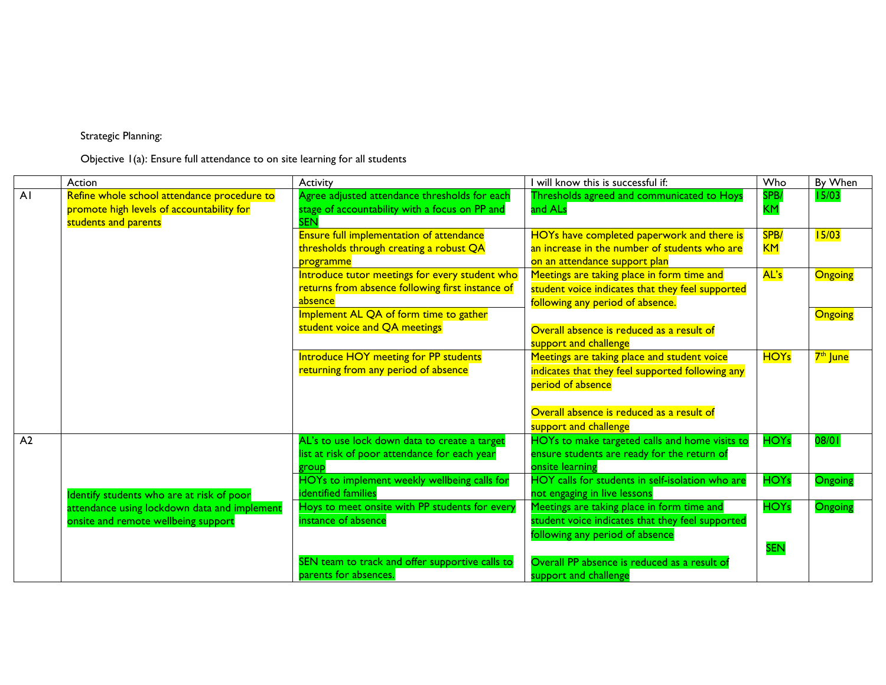Strategic Planning:

Objective 1(a): Ensure full attendance to on site learning for all students

| | Action | Activity | I will know this is successful if: | Who | By When |
|---|---|---|---|---|---|
| A1 | Refine whole school attendance procedure to promote high levels of accountability for students and parents | Agree adjusted attendance thresholds for each stage of accountability with a focus on PP and SEN | Thresholds agreed and communicated to Hoys and ALs | SPB/ KM | 15/03 |
| | | Ensure full implementation of attendance thresholds through creating a robust QA programme | HOYs have completed paperwork and there is an increase in the number of students who are on an attendance support plan | SPB/ KM | 15/03 |
| | | Introduce tutor meetings for every student who returns from absence following first instance of absence | Meetings are taking place in form time and student voice indicates that they feel supported following any period of absence. | AL's | Ongoing |
| | | Implement AL QA of form time to gather student voice and QA meetings | Overall absence is reduced as a result of support and challenge | | Ongoing |
| | | Introduce HOY meeting for PP students returning from any period of absence | Meetings are taking place and student voice indicates that they feel supported following any period of absence<br><br>Overall absence is reduced as a result of support and challenge | HOYs | 7th June |
| A2 | Identify students who are at risk of poor attendance using lockdown data and implement onsite and remote wellbeing support | AL's to use lock down data to create a target list at risk of poor attendance for each year group | HOYs to make targeted calls and home visits to ensure students are ready for the return of onsite learning | HOYs | 08/01 |
| | | HOYs to implement weekly wellbeing calls for identified families | HOY calls for students in self-isolation who are not engaging in live lessons | HOYs | Ongoing |
| | | Hoys to meet onsite with PP students for every instance of absence<br><br>SEN team to track and offer supportive calls to parents for absences. | Meetings are taking place in form time and student voice indicates that they feel supported following any period of absence<br><br>Overall PP absence is reduced as a result of support and challenge | HOYs<br><br>SEN | Ongoing |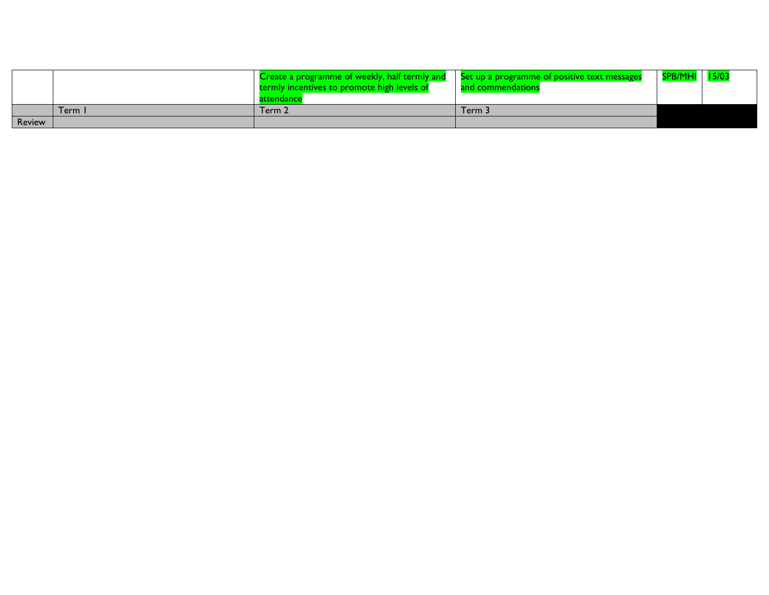| | | | | | |
|---|---|---|---|---|---|
| | | Create a programme of weekly, half termly and termly incentives to promote high levels of attendance | Set up a programme of positive text messages and commendations | SPB/MHI | 15/03 |
| | Term 1 | Term 2 | Term 3 | | |
| Review | | | | | |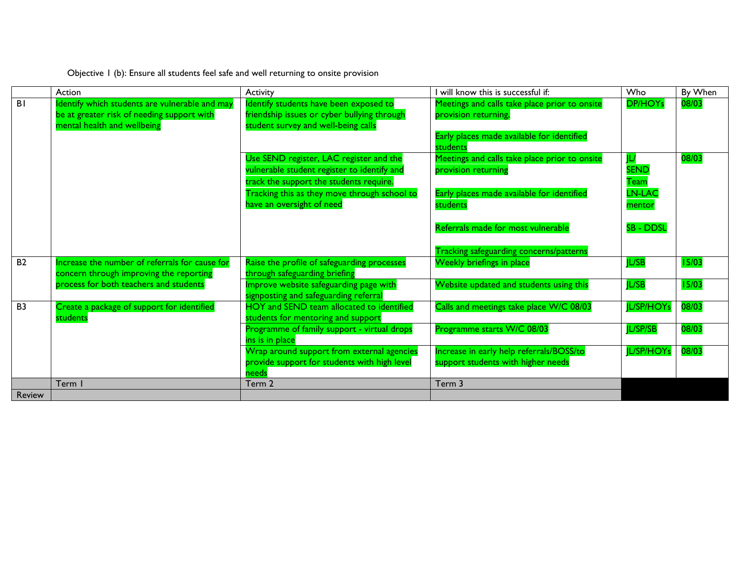Objective 1 (b): Ensure all students feel safe and well returning to onsite provision

| | Action | Activity | I will know this is successful if: | Who | By When |
|---|---|---|---|---|---|
| B1 | Identify which students are vulnerable and may be at greater risk of needing support with mental health and wellbeing | Identify students have been exposed to friendship issues or cyber bullying through student survey and well-being calls | Meetings and calls take place prior to onsite provision returning.<br><br>Early places made available for identified students | DP/HOYs | 08/03 |
| | | Use SEND register, LAC register and the vulnerable student register to identify and track the support the students require. Tracking this as they move through school to have an oversight of need | Meetings and calls take place prior to onsite provision returning<br><br>Early places made available for identified students<br><br>Referrals made for most vulnerable<br><br>Tracking safeguarding concerns/patterns | JL/ SEND Team LN-LAC mentor<br><br>SB - DDSL | 08/03 |
| B2 | Increase the number of referrals for cause for concern through improving the reporting process for both teachers and students | Raise the profile of safeguarding processes through safeguarding briefing | Weekly briefings in place | JL/SB | 15/03 |
| | | Improve website safeguarding page with signposting and safeguarding referral | Website updated and students using this | JL/SB | 15/03 |
| B3 | Create a package of support for identified students | HOY and SEND team allocated to identified students for mentoring and support | Calls and meetings take place W/C 08/03 | JL/SP/HOYs | 08/03 |
| | | Programme of family support - virtual drops ins is in place | Programme starts W/C 08/03 | JL/SP/SB | 08/03 |
| | | Wrap around support from external agencies provide support for students with high level needs | Increase in early help referrals/BOSS/to support students with higher needs | JL/SP/HOYs | 08/03 |
| | Term 1 | Term 2 | Term 3 | | |
| Review | | | | | |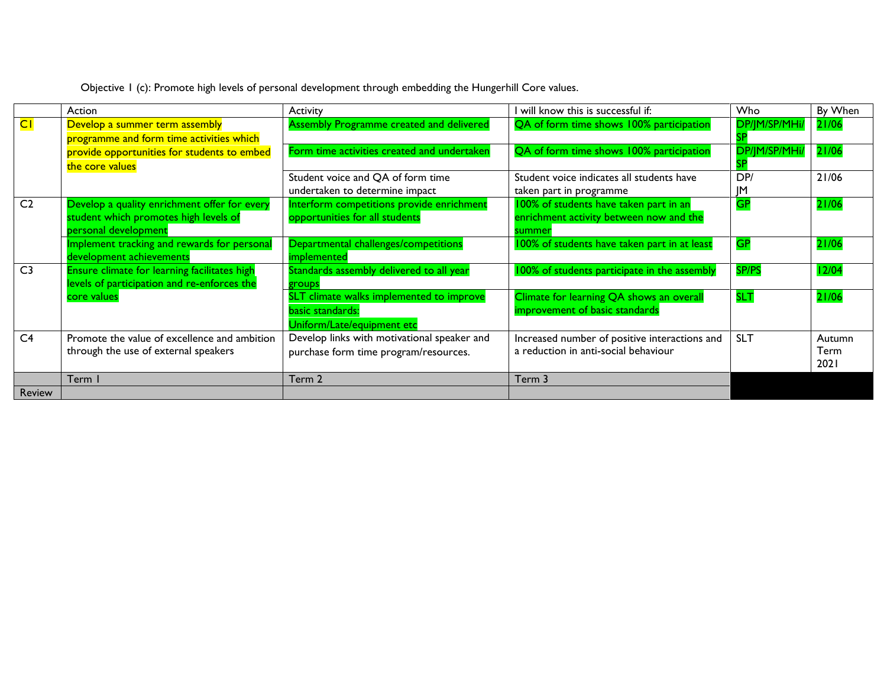Objective 1 (c): Promote high levels of personal development through embedding the Hungerhill Core values.

| | Action | Activity | I will know this is successful if: | Who | By When |
|---|---|---|---|---|---|
| C1 | Develop a summer term assembly programme and form time activities which provide opportunities for students to embed the core values | Assembly Programme created and delivered | QA of form time shows 100% participation | DP/JM/SP/MHi/SP | 21/06 |
| | | Form time activities created and undertaken | QA of form time shows 100% participation | DP/JM/SP/MHi/SP | 21/06 |
| | | Student voice and QA of form time undertaken to determine impact | Student voice indicates all students have taken part in programme | DP/JM | 21/06 |
| C2 | Develop a quality enrichment offer for every student which promotes high levels of personal development | Interform competitions provide enrichment opportunities for all students | 100% of students have taken part in an enrichment activity between now and the summer | GP | 21/06 |
| | Implement tracking and rewards for personal development achievements | Departmental challenges/competitions implemented | 100% of students have taken part in at least | GP | 21/06 |
| C3 | Ensure climate for learning facilitates high levels of participation and re-enforces the core values | Standards assembly delivered to all year groups | 100% of students participate in the assembly | SP/PS | 12/04 |
| | | SLT climate walks implemented to improve basic standards: Uniform/Late/equipment etc | Climate for learning QA shows an overall improvement of basic standards | SLT | 21/06 |
| C4 | Promote the value of excellence and ambition through the use of external speakers | Develop links with motivational speaker and purchase form time program/resources. | Increased number of positive interactions and a reduction in anti-social behaviour | SLT | Autumn Term 2021 |
| | Term 1 | Term 2 | Term 3 | | |
| Review | | | | | |